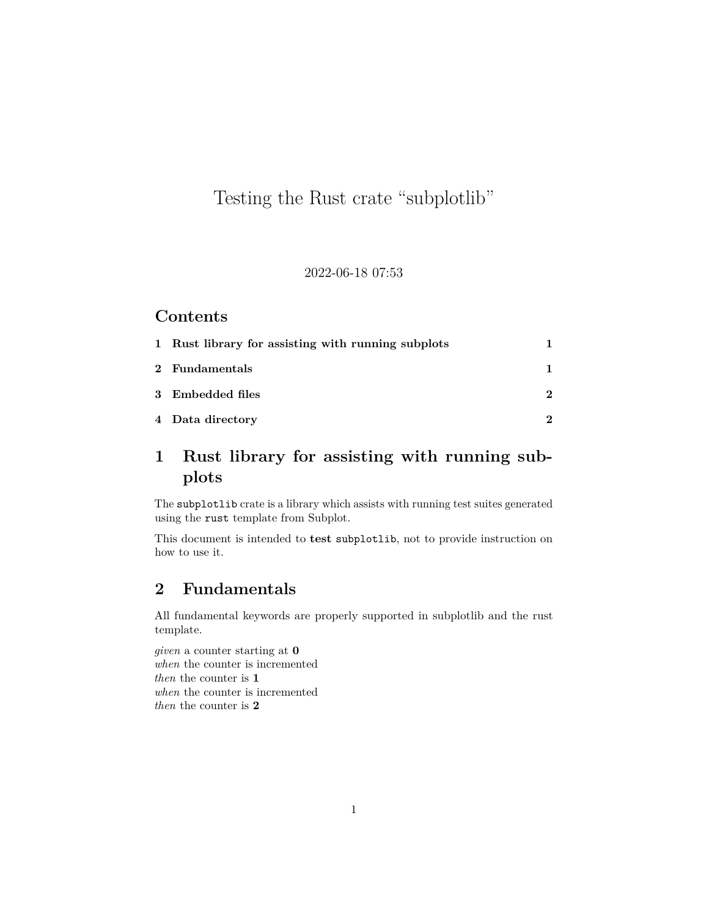# Testing the Rust crate "subplotlib"

2022-06-18 07:53

## Contents

1 Rust library for assisting with running subplots 1

2 Fundamentals 1

3 Embedded files 2

4 Data directory 2

## 1 Rust library for assisting with running subplots

The `subplotlib` crate is a library which assists with running test suites generated using the `rust` template from Subplot.

This document is intended to **test** `subplotlib`, not to provide instruction on how to use it.

## 2 Fundamentals

All fundamental keywords are properly supported in subplotlib and the rust template.

*given* a counter starting at **0**
*when* the counter is incremented
*then* the counter is **1**
*when* the counter is incremented
*then* the counter is **2**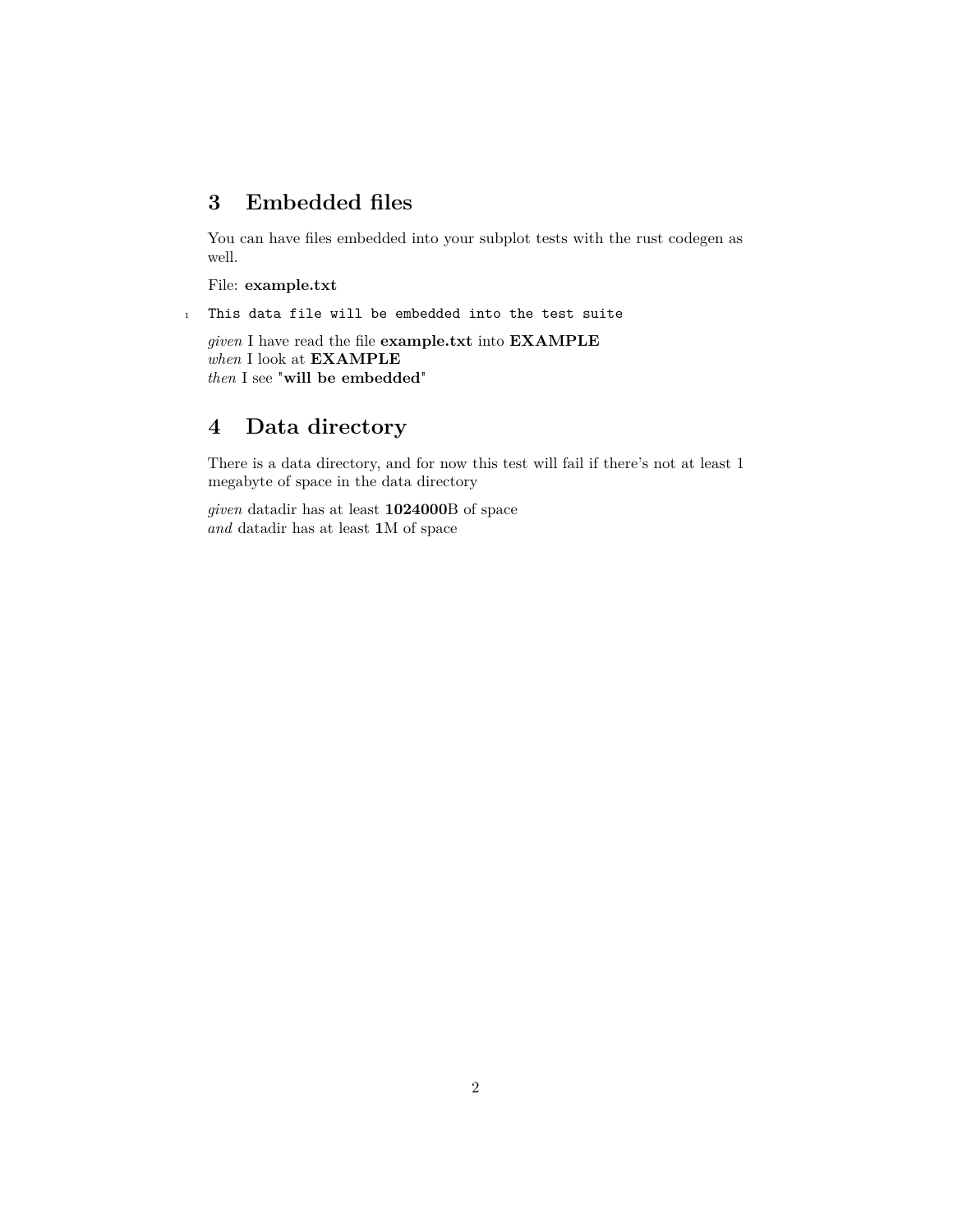## 3 Embedded files

You can have files embedded into your subplot tests with the rust codegen as well.

File: **example.txt**

```
This data file will be embedded into the test suite
```

*given* I have read the file **example.txt** into **EXAMPLE**
*when* I look at **EXAMPLE**
*then* I see "**will be embedded**"

## 4 Data directory

There is a data directory, and for now this test will fail if there's not at least 1 megabyte of space in the data directory

*given* datadir has at least **1024000**B of space
*and* datadir has at least **1**M of space